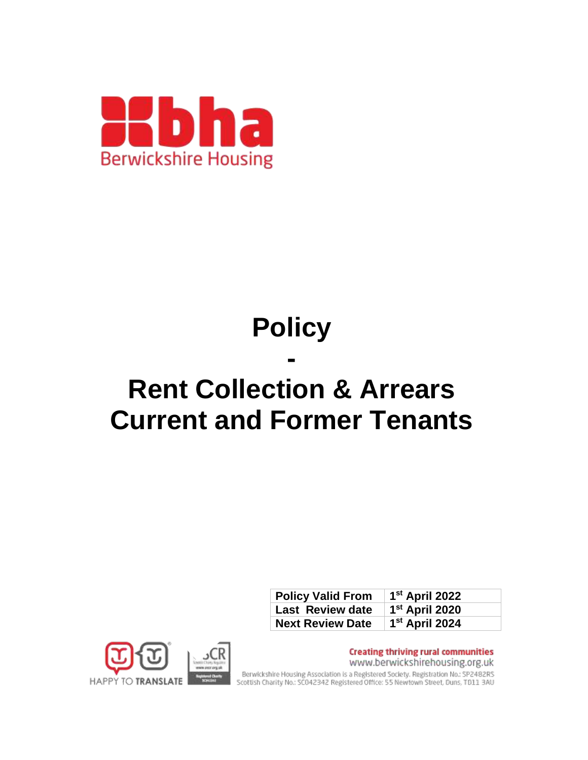Berwickshire Housing

# Policy

# -

# Rent Collection & Arrears Current and Former Tenants

| Policy Valid From | 1st April 2022 |
|---|---|
| Last Review date | 1st April 2020 |
| Next Review Date | 1st April 2024 |

HAPPY TO TRANSLATE

Creating thriving rural communities
www.berwickshirehousing.org.uk

Berwickshire Housing Association is a Registered Society. Registration No.: SP2482RS
Scottish Charity No.: SC042342 Registered Office: 55 Newtown Street, Duns, TD11 3AU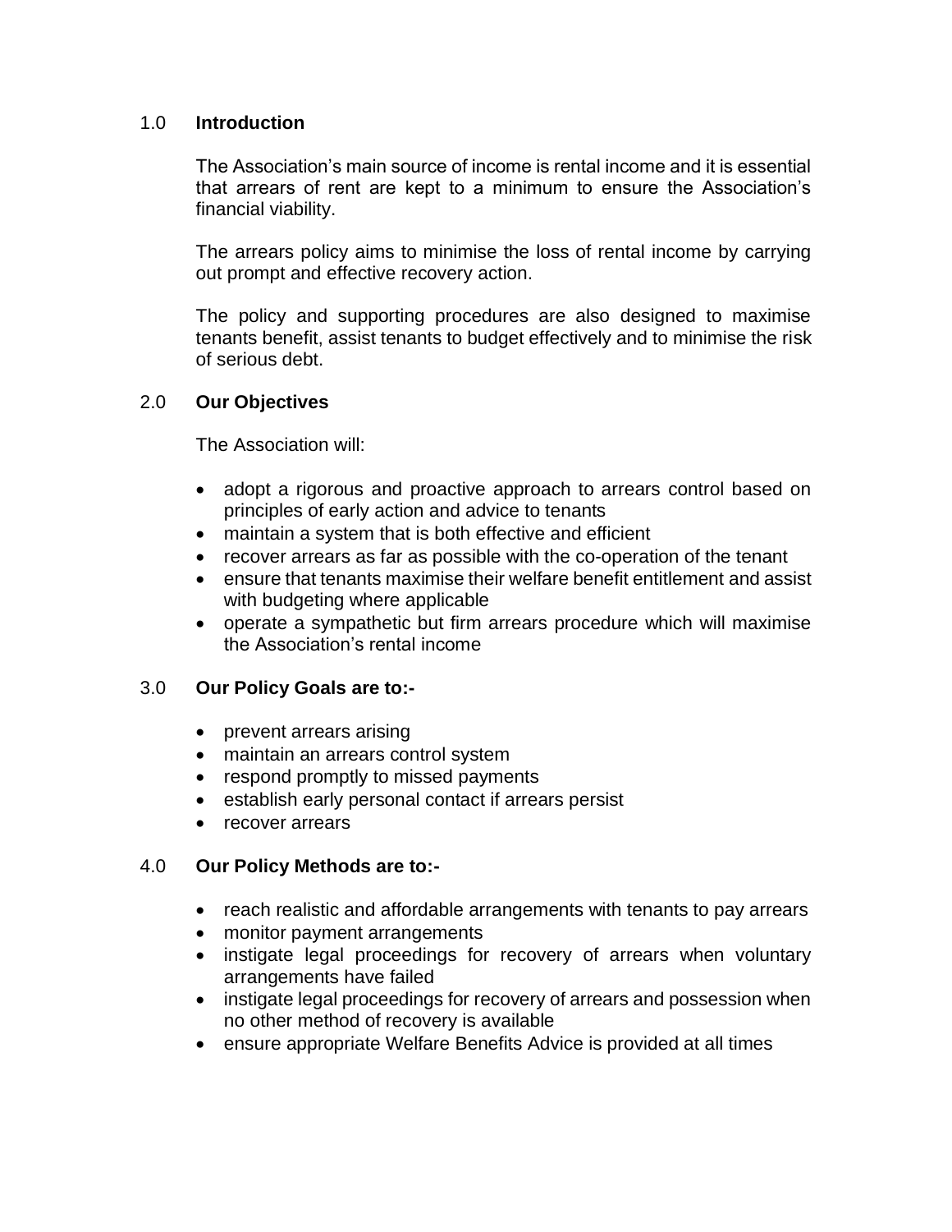## 1.0 Introduction

The Association's main source of income is rental income and it is essential that arrears of rent are kept to a minimum to ensure the Association's financial viability.

The arrears policy aims to minimise the loss of rental income by carrying out prompt and effective recovery action.

The policy and supporting procedures are also designed to maximise tenants benefit, assist tenants to budget effectively and to minimise the risk of serious debt.

## 2.0 Our Objectives

The Association will:

- adopt a rigorous and proactive approach to arrears control based on principles of early action and advice to tenants
- maintain a system that is both effective and efficient
- recover arrears as far as possible with the co-operation of the tenant
- ensure that tenants maximise their welfare benefit entitlement and assist with budgeting where applicable
- operate a sympathetic but firm arrears procedure which will maximise the Association's rental income

## 3.0 Our Policy Goals are to:-

- prevent arrears arising
- maintain an arrears control system
- respond promptly to missed payments
- establish early personal contact if arrears persist
- recover arrears

## 4.0 Our Policy Methods are to:-

- reach realistic and affordable arrangements with tenants to pay arrears
- monitor payment arrangements
- instigate legal proceedings for recovery of arrears when voluntary arrangements have failed
- instigate legal proceedings for recovery of arrears and possession when no other method of recovery is available
- ensure appropriate Welfare Benefits Advice is provided at all times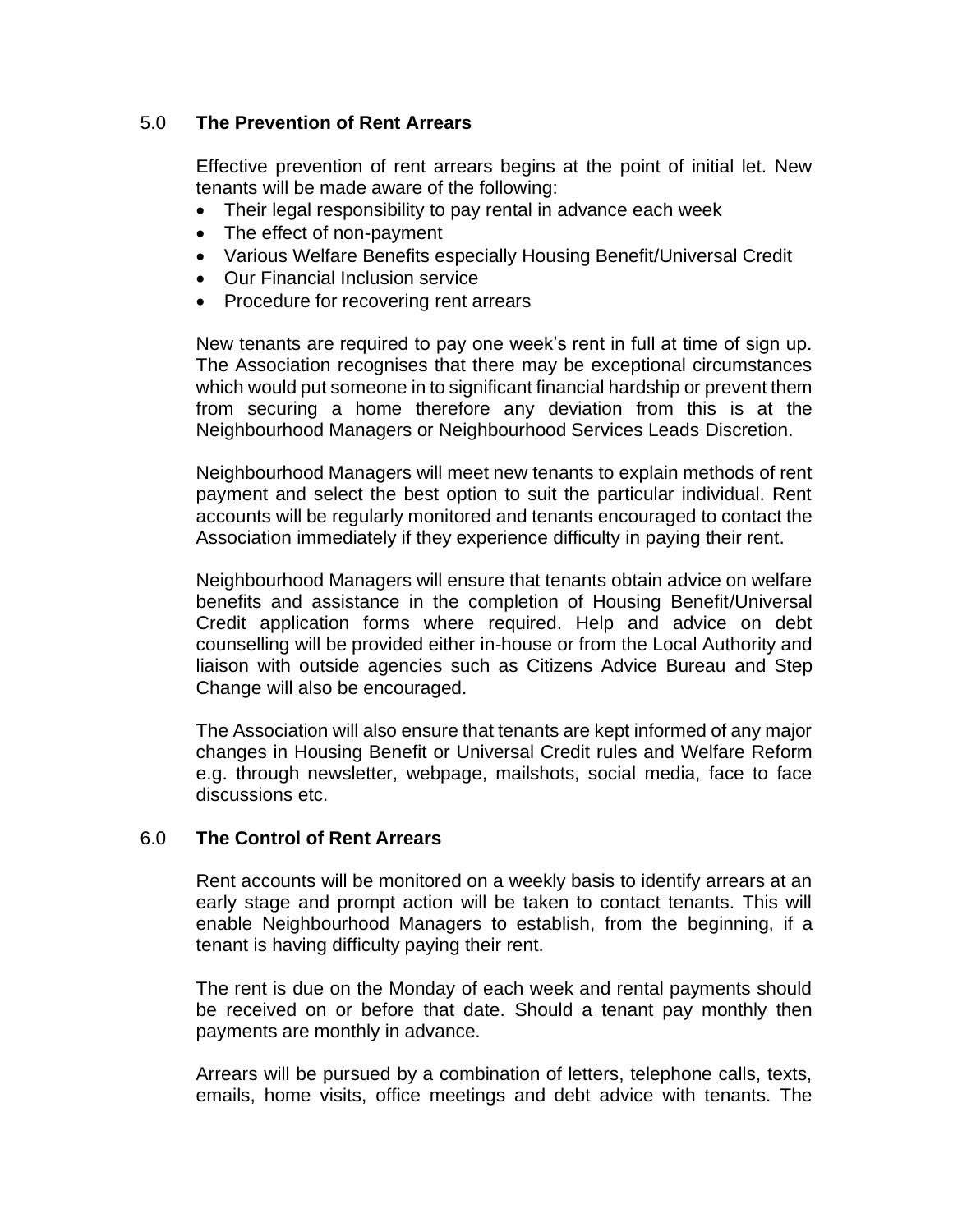## 5.0 The Prevention of Rent Arrears

Effective prevention of rent arrears begins at the point of initial let. New tenants will be made aware of the following:

- Their legal responsibility to pay rental in advance each week
- The effect of non-payment
- Various Welfare Benefits especially Housing Benefit/Universal Credit
- Our Financial Inclusion service
- Procedure for recovering rent arrears

New tenants are required to pay one week's rent in full at time of sign up. The Association recognises that there may be exceptional circumstances which would put someone in to significant financial hardship or prevent them from securing a home therefore any deviation from this is at the Neighbourhood Managers or Neighbourhood Services Leads Discretion.

Neighbourhood Managers will meet new tenants to explain methods of rent payment and select the best option to suit the particular individual. Rent accounts will be regularly monitored and tenants encouraged to contact the Association immediately if they experience difficulty in paying their rent.

Neighbourhood Managers will ensure that tenants obtain advice on welfare benefits and assistance in the completion of Housing Benefit/Universal Credit application forms where required. Help and advice on debt counselling will be provided either in-house or from the Local Authority and liaison with outside agencies such as Citizens Advice Bureau and Step Change will also be encouraged.

The Association will also ensure that tenants are kept informed of any major changes in Housing Benefit or Universal Credit rules and Welfare Reform e.g. through newsletter, webpage, mailshots, social media, face to face discussions etc.

## 6.0 The Control of Rent Arrears

Rent accounts will be monitored on a weekly basis to identify arrears at an early stage and prompt action will be taken to contact tenants. This will enable Neighbourhood Managers to establish, from the beginning, if a tenant is having difficulty paying their rent.

The rent is due on the Monday of each week and rental payments should be received on or before that date. Should a tenant pay monthly then payments are monthly in advance.

Arrears will be pursued by a combination of letters, telephone calls, texts, emails, home visits, office meetings and debt advice with tenants. The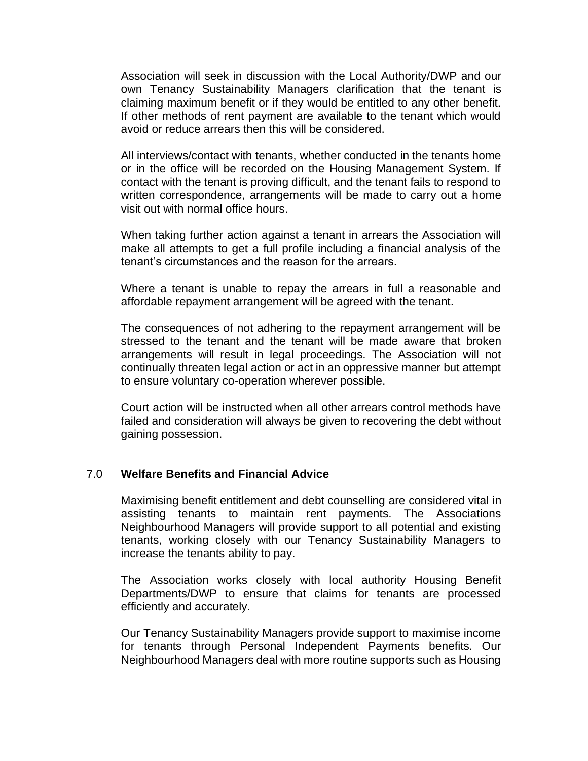Association will seek in discussion with the Local Authority/DWP and our own Tenancy Sustainability Managers clarification that the tenant is claiming maximum benefit or if they would be entitled to any other benefit. If other methods of rent payment are available to the tenant which would avoid or reduce arrears then this will be considered.

All interviews/contact with tenants, whether conducted in the tenants home or in the office will be recorded on the Housing Management System. If contact with the tenant is proving difficult, and the tenant fails to respond to written correspondence, arrangements will be made to carry out a home visit out with normal office hours.

When taking further action against a tenant in arrears the Association will make all attempts to get a full profile including a financial analysis of the tenant's circumstances and the reason for the arrears.

Where a tenant is unable to repay the arrears in full a reasonable and affordable repayment arrangement will be agreed with the tenant.

The consequences of not adhering to the repayment arrangement will be stressed to the tenant and the tenant will be made aware that broken arrangements will result in legal proceedings. The Association will not continually threaten legal action or act in an oppressive manner but attempt to ensure voluntary co-operation wherever possible.

Court action will be instructed when all other arrears control methods have failed and consideration will always be given to recovering the debt without gaining possession.

## 7.0 Welfare Benefits and Financial Advice

Maximising benefit entitlement and debt counselling are considered vital in assisting tenants to maintain rent payments. The Associations Neighbourhood Managers will provide support to all potential and existing tenants, working closely with our Tenancy Sustainability Managers to increase the tenants ability to pay.

The Association works closely with local authority Housing Benefit Departments/DWP to ensure that claims for tenants are processed efficiently and accurately.

Our Tenancy Sustainability Managers provide support to maximise income for tenants through Personal Independent Payments benefits. Our Neighbourhood Managers deal with more routine supports such as Housing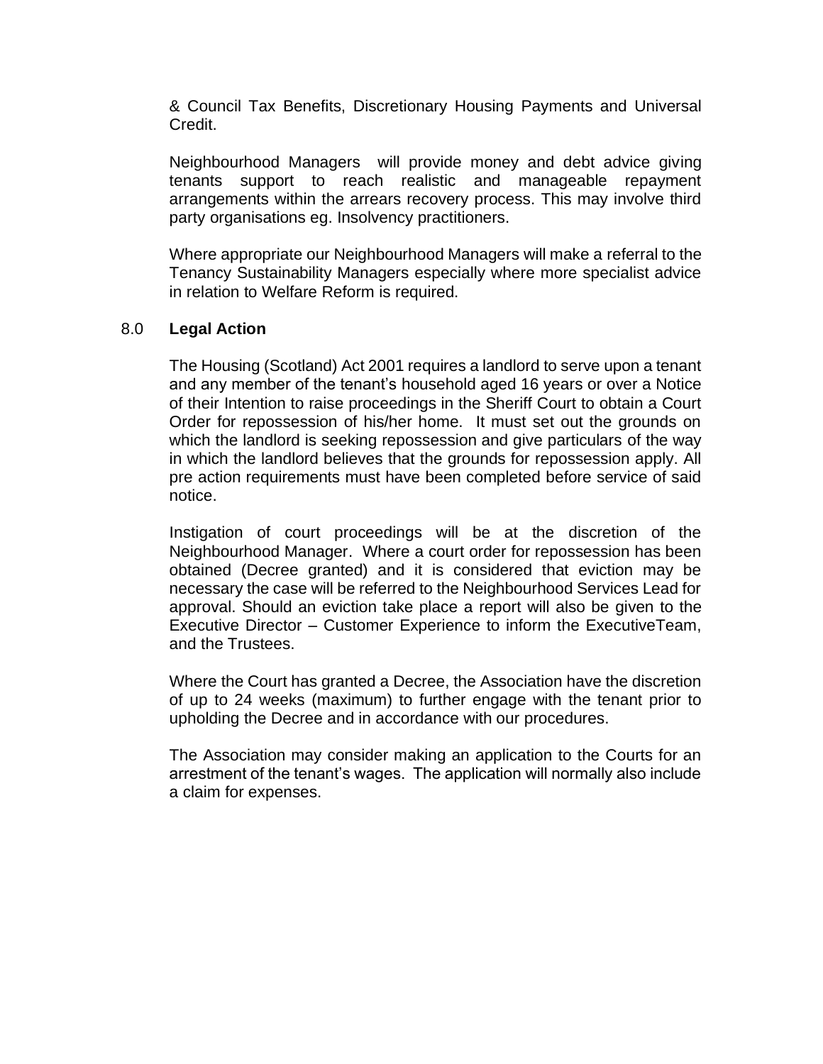& Council Tax Benefits, Discretionary Housing Payments and Universal Credit.

Neighbourhood Managers will provide money and debt advice giving tenants support to reach realistic and manageable repayment arrangements within the arrears recovery process. This may involve third party organisations eg. Insolvency practitioners.

Where appropriate our Neighbourhood Managers will make a referral to the Tenancy Sustainability Managers especially where more specialist advice in relation to Welfare Reform is required.

## 8.0 Legal Action

The Housing (Scotland) Act 2001 requires a landlord to serve upon a tenant and any member of the tenant's household aged 16 years or over a Notice of their Intention to raise proceedings in the Sheriff Court to obtain a Court Order for repossession of his/her home. It must set out the grounds on which the landlord is seeking repossession and give particulars of the way in which the landlord believes that the grounds for repossession apply. All pre action requirements must have been completed before service of said notice.

Instigation of court proceedings will be at the discretion of the Neighbourhood Manager. Where a court order for repossession has been obtained (Decree granted) and it is considered that eviction may be necessary the case will be referred to the Neighbourhood Services Lead for approval. Should an eviction take place a report will also be given to the Executive Director – Customer Experience to inform the ExecutiveTeam, and the Trustees.

Where the Court has granted a Decree, the Association have the discretion of up to 24 weeks (maximum) to further engage with the tenant prior to upholding the Decree and in accordance with our procedures.

The Association may consider making an application to the Courts for an arrestment of the tenant's wages. The application will normally also include a claim for expenses.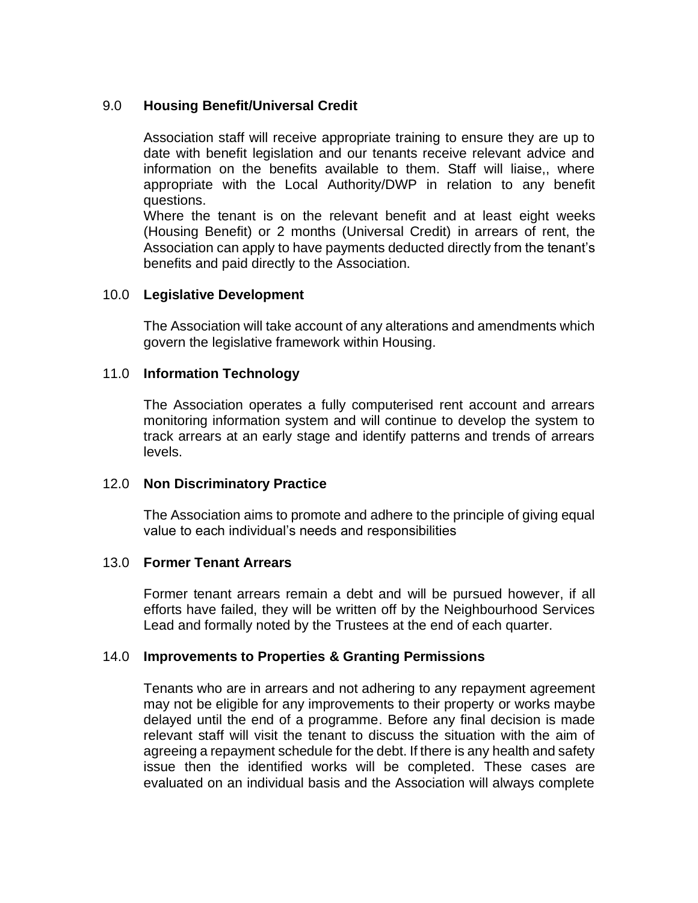## 9.0 Housing Benefit/Universal Credit

Association staff will receive appropriate training to ensure they are up to date with benefit legislation and our tenants receive relevant advice and information on the benefits available to them. Staff will liaise,, where appropriate with the Local Authority/DWP in relation to any benefit questions.
Where the tenant is on the relevant benefit and at least eight weeks (Housing Benefit) or 2 months (Universal Credit) in arrears of rent, the Association can apply to have payments deducted directly from the tenant's benefits and paid directly to the Association.

## 10.0 Legislative Development

The Association will take account of any alterations and amendments which govern the legislative framework within Housing.

## 11.0 Information Technology

The Association operates a fully computerised rent account and arrears monitoring information system and will continue to develop the system to track arrears at an early stage and identify patterns and trends of arrears levels.

## 12.0 Non Discriminatory Practice

The Association aims to promote and adhere to the principle of giving equal value to each individual's needs and responsibilities

## 13.0 Former Tenant Arrears

Former tenant arrears remain a debt and will be pursued however, if all efforts have failed, they will be written off by the Neighbourhood Services Lead and formally noted by the Trustees at the end of each quarter.

## 14.0 Improvements to Properties & Granting Permissions

Tenants who are in arrears and not adhering to any repayment agreement may not be eligible for any improvements to their property or works maybe delayed until the end of a programme. Before any final decision is made relevant staff will visit the tenant to discuss the situation with the aim of agreeing a repayment schedule for the debt. If there is any health and safety issue then the identified works will be completed. These cases are evaluated on an individual basis and the Association will always complete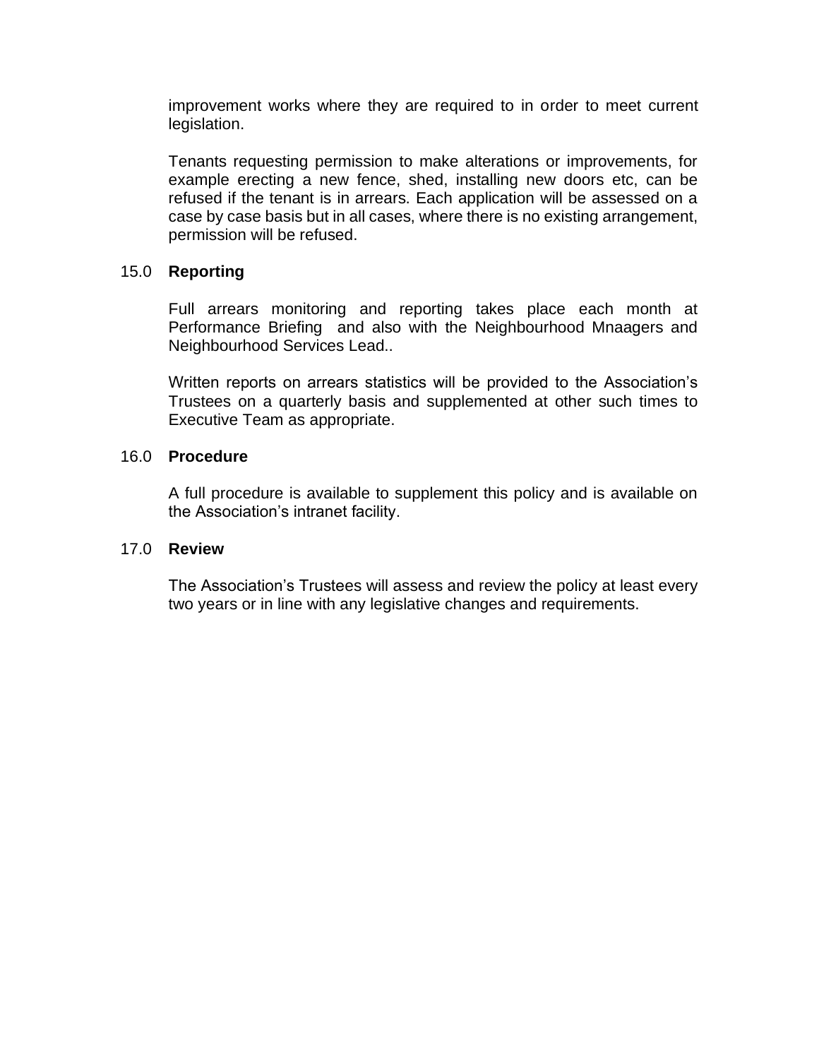improvement works where they are required to in order to meet current legislation.

Tenants requesting permission to make alterations or improvements, for example erecting a new fence, shed, installing new doors etc, can be refused if the tenant is in arrears. Each application will be assessed on a case by case basis but in all cases, where there is no existing arrangement, permission will be refused.

## 15.0 Reporting

Full arrears monitoring and reporting takes place each month at Performance Briefing  and also with the Neighbourhood Mnaagers and Neighbourhood Services Lead..

Written reports on arrears statistics will be provided to the Association's Trustees on a quarterly basis and supplemented at other such times to Executive Team as appropriate.

## 16.0 Procedure

A full procedure is available to supplement this policy and is available on the Association's intranet facility.

## 17.0 Review

The Association's Trustees will assess and review the policy at least every two years or in line with any legislative changes and requirements.